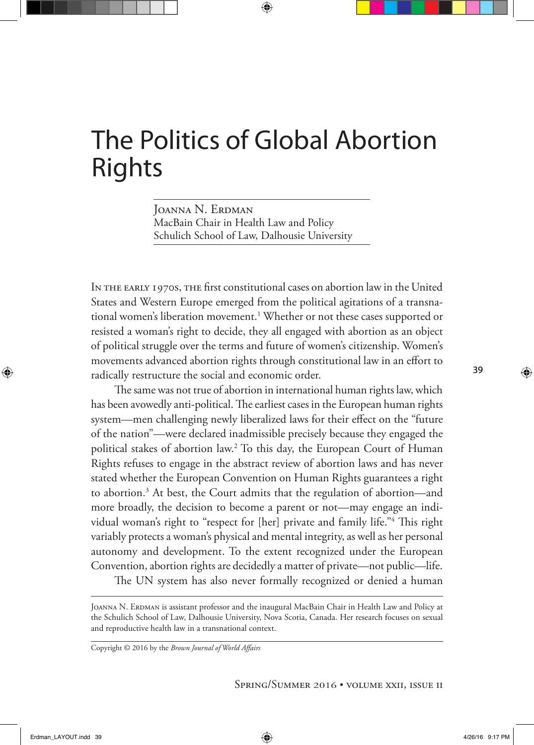# The Politics of Global Abortion Rights

Joanna N. Erdman
MacBain Chair in Health Law and Policy
Schulich School of Law, Dalhousie University

In the early 1970s, the first constitutional cases on abortion law in the United States and Western Europe emerged from the political agitations of a transnational women's liberation movement.[1] Whether or not these cases supported or resisted a woman's right to decide, they all engaged with abortion as an object of political struggle over the terms and future of women's citizenship. Women's movements advanced abortion rights through constitutional law in an effort to radically restructure the social and economic order.

The same was not true of abortion in international human rights law, which has been avowedly anti-political. The earliest cases in the European human rights system—men challenging newly liberalized laws for their effect on the "future of the nation"—were declared inadmissible precisely because they engaged the political stakes of abortion law.[2] To this day, the European Court of Human Rights refuses to engage in the abstract review of abortion laws and has never stated whether the European Convention on Human Rights guarantees a right to abortion.[3] At best, the Court admits that the regulation of abortion—and more broadly, the decision to become a parent or not—may engage an individual woman's right to "respect for [her] private and family life."[4] This right variably protects a woman's physical and mental integrity, as well as her personal autonomy and development. To the extent recognized under the European Convention, abortion rights are decidedly a matter of private—not public—life.

The UN system has also never formally recognized or denied a human

---

Joanna N. Erdman is assistant professor and the inaugural MacBain Chair in Health Law and Policy at the Schulich School of Law, Dalhousie University, Nova Scotia, Canada. Her research focuses on sexual and reproductive health law in a transnational context.

Copyright © 2016 by the *Brown Journal of World Affairs*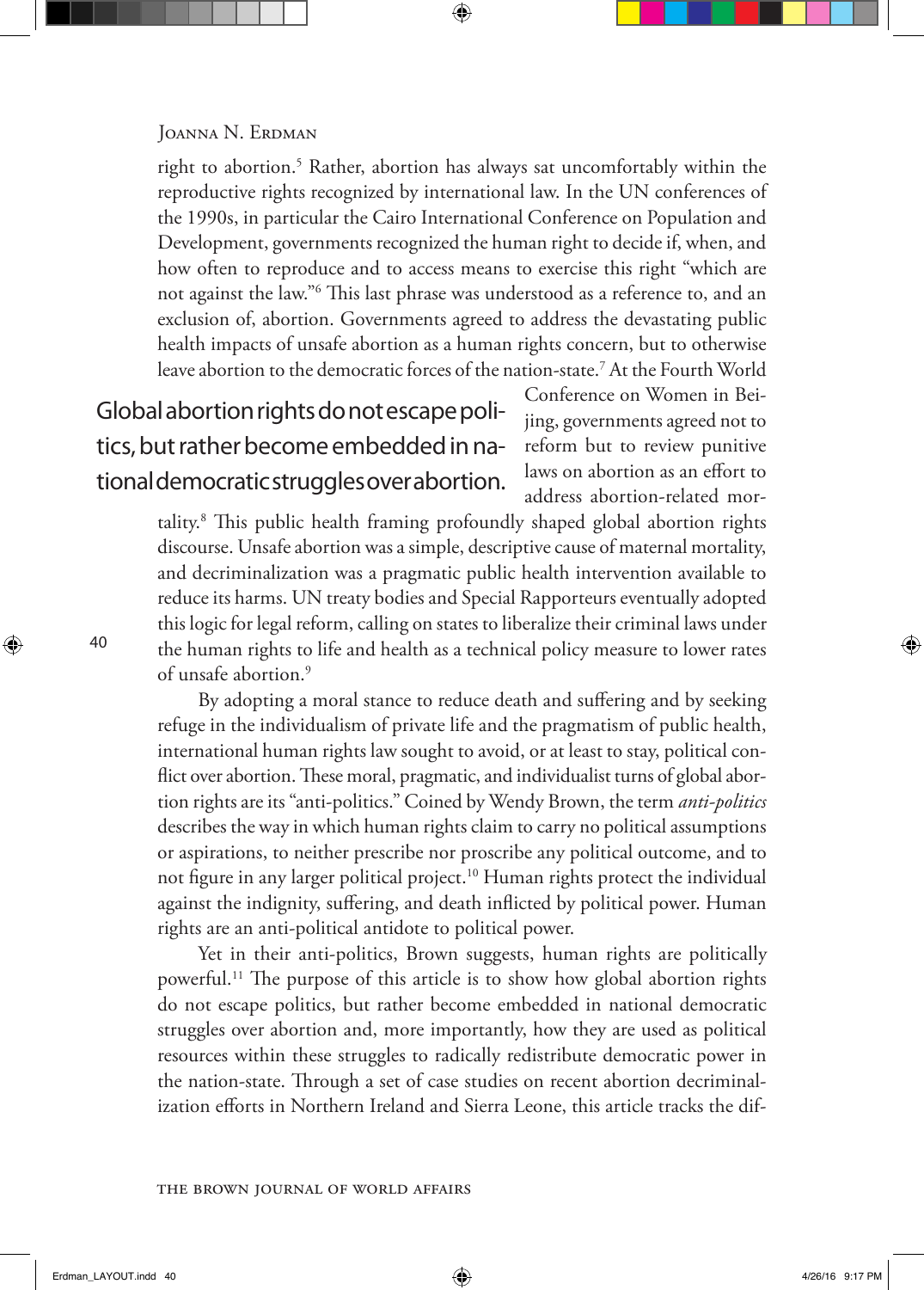right to abortion.[5] Rather, abortion has always sat uncomfortably within the reproductive rights recognized by international law. In the UN conferences of the 1990s, in particular the Cairo International Conference on Population and Development, governments recognized the human right to decide if, when, and how often to reproduce and to access means to exercise this right "which are not against the law."[6] This last phrase was understood as a reference to, and an exclusion of, abortion. Governments agreed to address the devastating public health impacts of unsafe abortion as a human rights concern, but to otherwise leave abortion to the democratic forces of the nation-state.[7] At the Fourth World Conference on Women in Beijing, governments agreed not to reform but to review punitive laws on abortion as an effort to address abortion-related mortality.[8] This public health framing profoundly shaped global abortion rights discourse. Unsafe abortion was a simple, descriptive cause of maternal mortality, and decriminalization was a pragmatic public health intervention available to reduce its harms. UN treaty bodies and Special Rapporteurs eventually adopted this logic for legal reform, calling on states to liberalize their criminal laws under the human rights to life and health as a technical policy measure to lower rates of unsafe abortion.[9]

> Global abortion rights do not escape politics, but rather become embedded in national democratic struggles over abortion.

By adopting a moral stance to reduce death and suffering and by seeking refuge in the individualism of private life and the pragmatism of public health, international human rights law sought to avoid, or at least to stay, political conflict over abortion. These moral, pragmatic, and individualist turns of global abortion rights are its "anti-politics." Coined by Wendy Brown, the term *anti-politics* describes the way in which human rights claim to carry no political assumptions or aspirations, to neither prescribe nor proscribe any political outcome, and to not figure in any larger political project.[10] Human rights protect the individual against the indignity, suffering, and death inflicted by political power. Human rights are an anti-political antidote to political power.

Yet in their anti-politics, Brown suggests, human rights are politically powerful.[11] The purpose of this article is to show how global abortion rights do not escape politics, but rather become embedded in national democratic struggles over abortion and, more importantly, how they are used as political resources within these struggles to radically redistribute democratic power in the nation-state. Through a set of case studies on recent abortion decriminalization efforts in Northern Ireland and Sierra Leone, this article tracks the dif-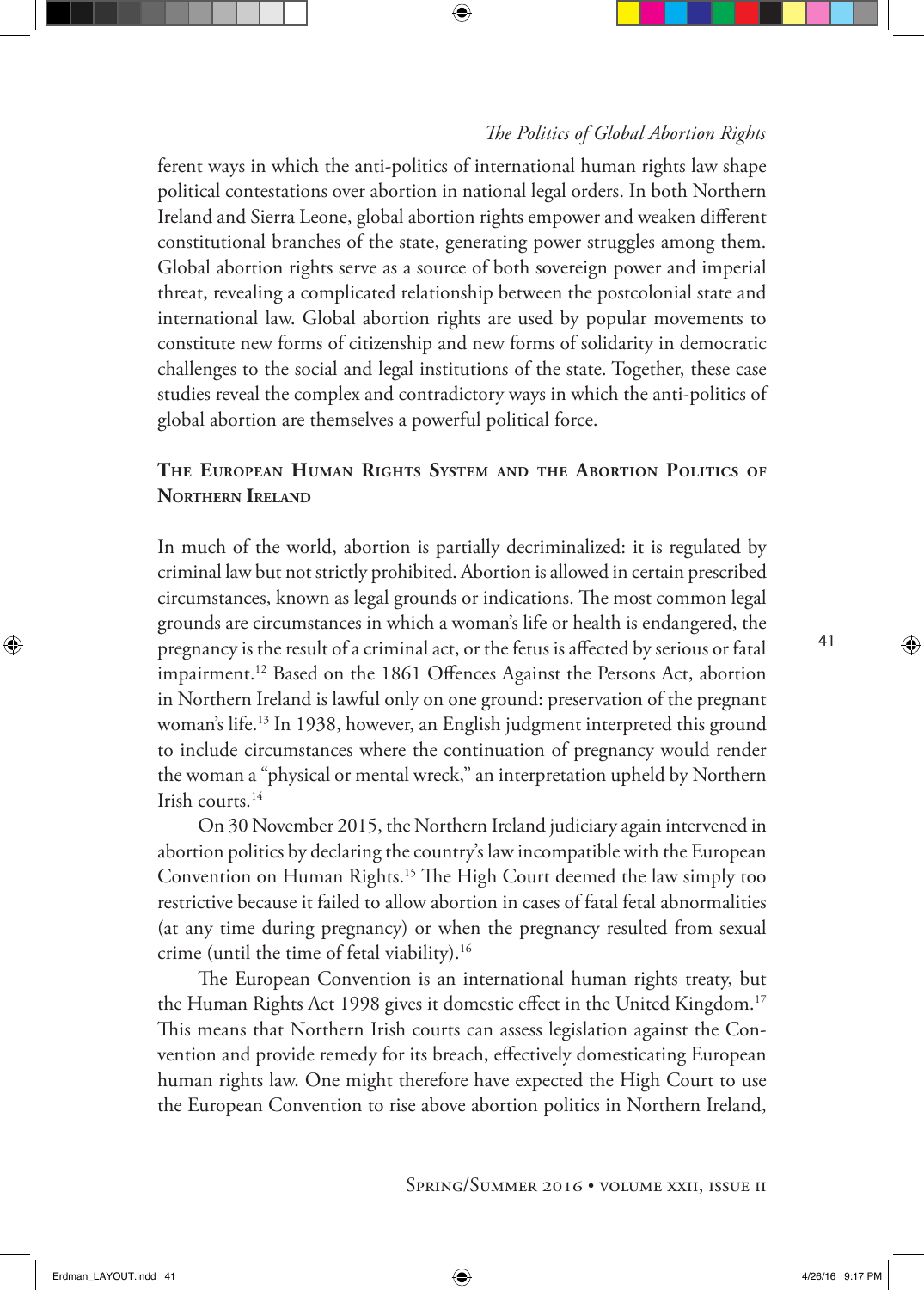ferent ways in which the anti-politics of international human rights law shape political contestations over abortion in national legal orders. In both Northern Ireland and Sierra Leone, global abortion rights empower and weaken different constitutional branches of the state, generating power struggles among them. Global abortion rights serve as a source of both sovereign power and imperial threat, revealing a complicated relationship between the postcolonial state and international law. Global abortion rights are used by popular movements to constitute new forms of citizenship and new forms of solidarity in democratic challenges to the social and legal institutions of the state. Together, these case studies reveal the complex and contradictory ways in which the anti-politics of global abortion are themselves a powerful political force.

## The European Human Rights System and the Abortion Politics of Northern Ireland

In much of the world, abortion is partially decriminalized: it is regulated by criminal law but not strictly prohibited. Abortion is allowed in certain prescribed circumstances, known as legal grounds or indications. The most common legal grounds are circumstances in which a woman's life or health is endangered, the pregnancy is the result of a criminal act, or the fetus is affected by serious or fatal impairment.[12] Based on the 1861 Offences Against the Persons Act, abortion in Northern Ireland is lawful only on one ground: preservation of the pregnant woman's life.[13] In 1938, however, an English judgment interpreted this ground to include circumstances where the continuation of pregnancy would render the woman a "physical or mental wreck," an interpretation upheld by Northern Irish courts.[14]

On 30 November 2015, the Northern Ireland judiciary again intervened in abortion politics by declaring the country's law incompatible with the European Convention on Human Rights.[15] The High Court deemed the law simply too restrictive because it failed to allow abortion in cases of fatal fetal abnormalities (at any time during pregnancy) or when the pregnancy resulted from sexual crime (until the time of fetal viability).[16]

The European Convention is an international human rights treaty, but the Human Rights Act 1998 gives it domestic effect in the United Kingdom.[17] This means that Northern Irish courts can assess legislation against the Convention and provide remedy for its breach, effectively domesticating European human rights law. One might therefore have expected the High Court to use the European Convention to rise above abortion politics in Northern Ireland,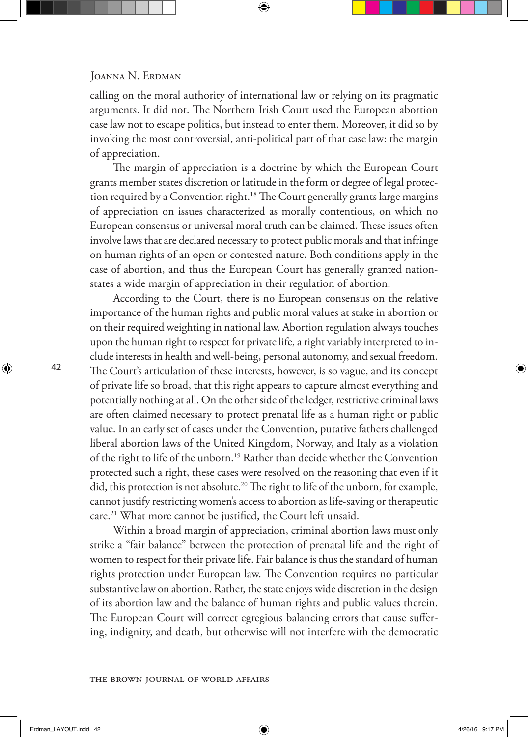calling on the moral authority of international law or relying on its pragmatic arguments. It did not. The Northern Irish Court used the European abortion case law not to escape politics, but instead to enter them. Moreover, it did so by invoking the most controversial, anti-political part of that case law: the margin of appreciation.

The margin of appreciation is a doctrine by which the European Court grants member states discretion or latitude in the form or degree of legal protection required by a Convention right.[18] The Court generally grants large margins of appreciation on issues characterized as morally contentious, on which no European consensus or universal moral truth can be claimed. These issues often involve laws that are declared necessary to protect public morals and that infringe on human rights of an open or contested nature. Both conditions apply in the case of abortion, and thus the European Court has generally granted nation-states a wide margin of appreciation in their regulation of abortion.

According to the Court, there is no European consensus on the relative importance of the human rights and public moral values at stake in abortion or on their required weighting in national law. Abortion regulation always touches upon the human right to respect for private life, a right variably interpreted to include interests in health and well-being, personal autonomy, and sexual freedom. The Court's articulation of these interests, however, is so vague, and its concept of private life so broad, that this right appears to capture almost everything and potentially nothing at all. On the other side of the ledger, restrictive criminal laws are often claimed necessary to protect prenatal life as a human right or public value. In an early set of cases under the Convention, putative fathers challenged liberal abortion laws of the United Kingdom, Norway, and Italy as a violation of the right to life of the unborn.[19] Rather than decide whether the Convention protected such a right, these cases were resolved on the reasoning that even if it did, this protection is not absolute.[20] The right to life of the unborn, for example, cannot justify restricting women's access to abortion as life-saving or therapeutic care.[21] What more cannot be justified, the Court left unsaid.

Within a broad margin of appreciation, criminal abortion laws must only strike a "fair balance" between the protection of prenatal life and the right of women to respect for their private life. Fair balance is thus the standard of human rights protection under European law. The Convention requires no particular substantive law on abortion. Rather, the state enjoys wide discretion in the design of its abortion law and the balance of human rights and public values therein. The European Court will correct egregious balancing errors that cause suffering, indignity, and death, but otherwise will not interfere with the democratic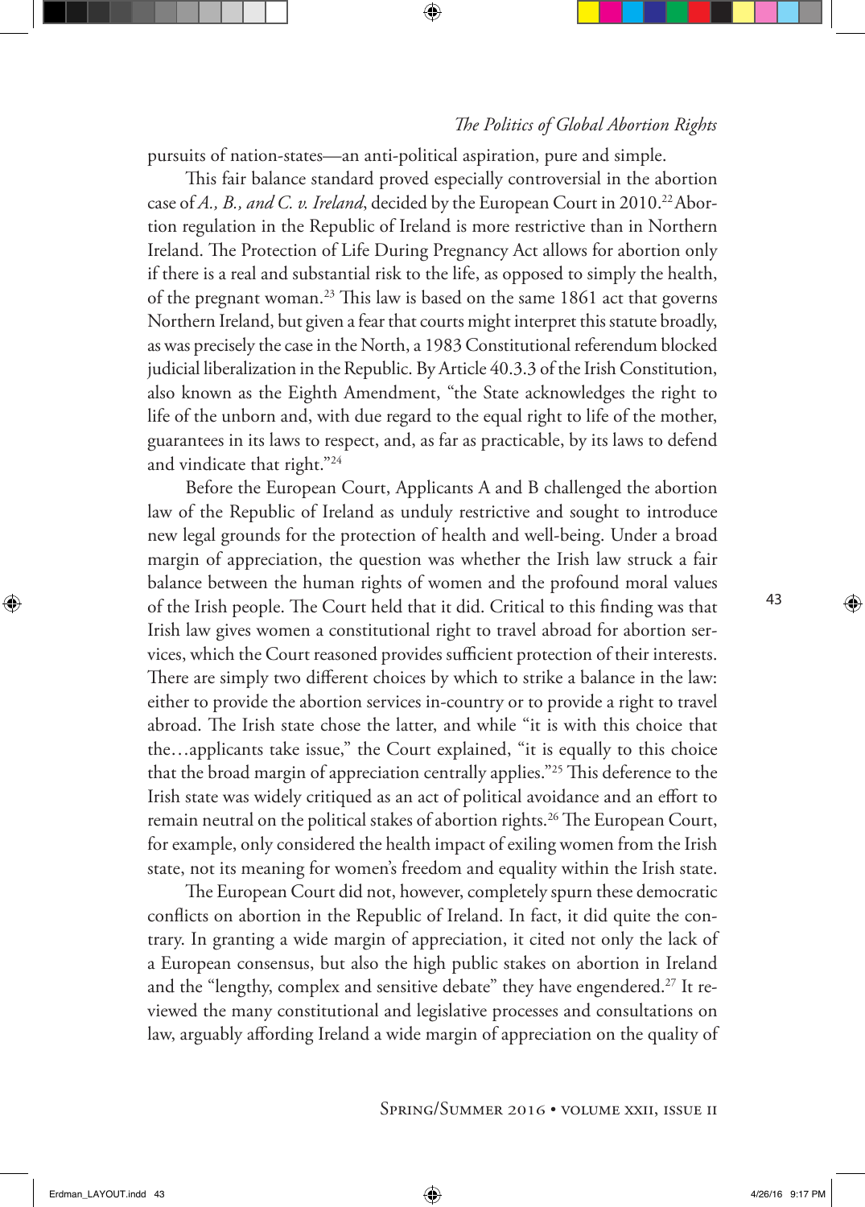pursuits of nation-states—an anti-political aspiration, pure and simple.

This fair balance standard proved especially controversial in the abortion case of *A., B., and C. v. Ireland*, decided by the European Court in 2010.[22] Abortion regulation in the Republic of Ireland is more restrictive than in Northern Ireland. The Protection of Life During Pregnancy Act allows for abortion only if there is a real and substantial risk to the life, as opposed to simply the health, of the pregnant woman.[23] This law is based on the same 1861 act that governs Northern Ireland, but given a fear that courts might interpret this statute broadly, as was precisely the case in the North, a 1983 Constitutional referendum blocked judicial liberalization in the Republic. By Article 40.3.3 of the Irish Constitution, also known as the Eighth Amendment, "the State acknowledges the right to life of the unborn and, with due regard to the equal right to life of the mother, guarantees in its laws to respect, and, as far as practicable, by its laws to defend and vindicate that right."[24]

Before the European Court, Applicants A and B challenged the abortion law of the Republic of Ireland as unduly restrictive and sought to introduce new legal grounds for the protection of health and well-being. Under a broad margin of appreciation, the question was whether the Irish law struck a fair balance between the human rights of women and the profound moral values of the Irish people. The Court held that it did. Critical to this finding was that Irish law gives women a constitutional right to travel abroad for abortion services, which the Court reasoned provides sufficient protection of their interests. There are simply two different choices by which to strike a balance in the law: either to provide the abortion services in-country or to provide a right to travel abroad. The Irish state chose the latter, and while "it is with this choice that the…applicants take issue," the Court explained, "it is equally to this choice that the broad margin of appreciation centrally applies."[25] This deference to the Irish state was widely critiqued as an act of political avoidance and an effort to remain neutral on the political stakes of abortion rights.[26] The European Court, for example, only considered the health impact of exiling women from the Irish state, not its meaning for women's freedom and equality within the Irish state.

The European Court did not, however, completely spurn these democratic conflicts on abortion in the Republic of Ireland. In fact, it did quite the contrary. In granting a wide margin of appreciation, it cited not only the lack of a European consensus, but also the high public stakes on abortion in Ireland and the "lengthy, complex and sensitive debate" they have engendered.[27] It reviewed the many constitutional and legislative processes and consultations on law, arguably affording Ireland a wide margin of appreciation on the quality of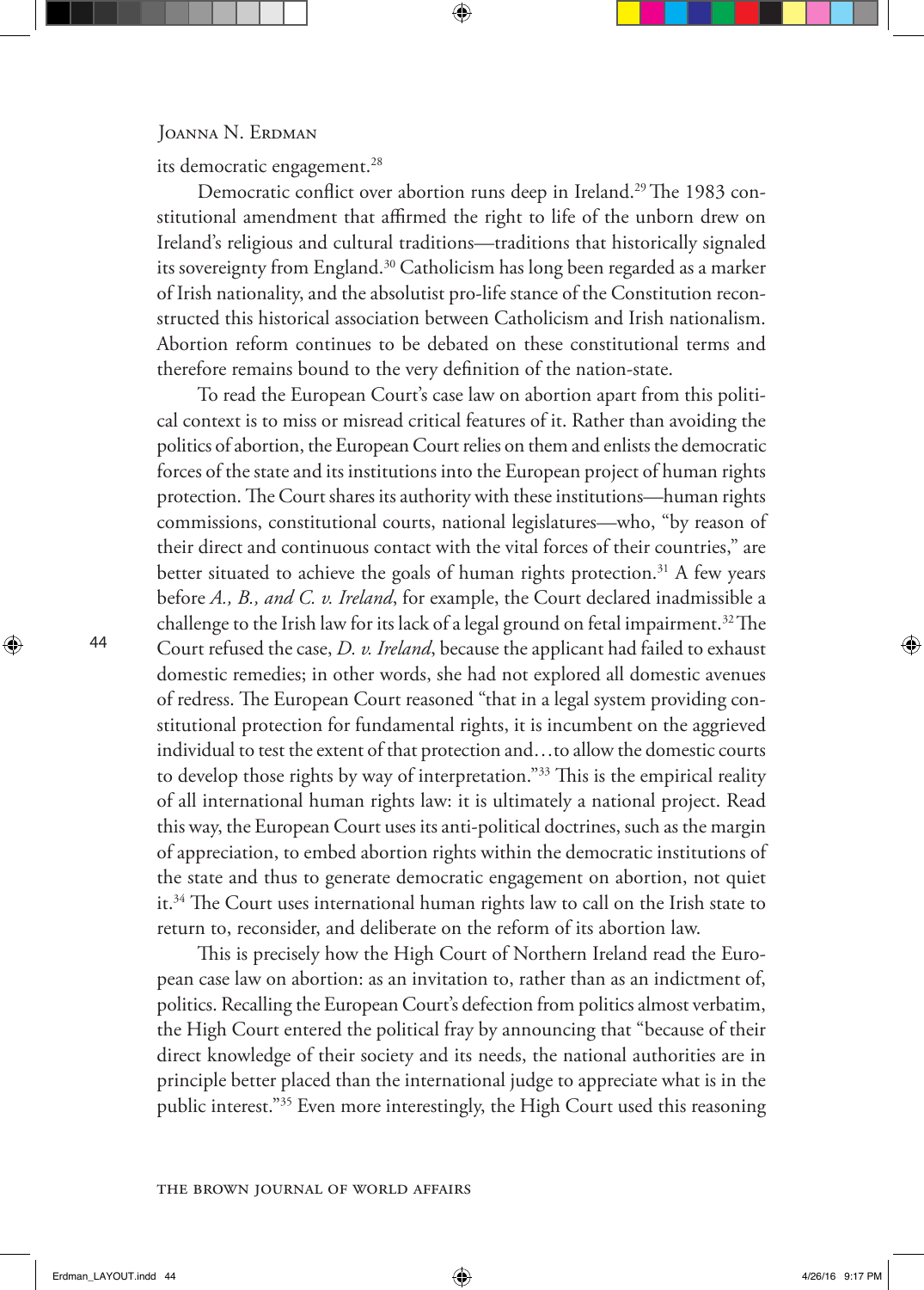its democratic engagement.[28]

Democratic conflict over abortion runs deep in Ireland.[29] The 1983 constitutional amendment that affirmed the right to life of the unborn drew on Ireland's religious and cultural traditions—traditions that historically signaled its sovereignty from England.[30] Catholicism has long been regarded as a marker of Irish nationality, and the absolutist pro-life stance of the Constitution reconstructed this historical association between Catholicism and Irish nationalism. Abortion reform continues to be debated on these constitutional terms and therefore remains bound to the very definition of the nation-state.

To read the European Court's case law on abortion apart from this political context is to miss or misread critical features of it. Rather than avoiding the politics of abortion, the European Court relies on them and enlists the democratic forces of the state and its institutions into the European project of human rights protection. The Court shares its authority with these institutions—human rights commissions, constitutional courts, national legislatures—who, "by reason of their direct and continuous contact with the vital forces of their countries," are better situated to achieve the goals of human rights protection.[31] A few years before *A., B., and C. v. Ireland*, for example, the Court declared inadmissible a challenge to the Irish law for its lack of a legal ground on fetal impairment.[32] The Court refused the case, *D. v. Ireland*, because the applicant had failed to exhaust domestic remedies; in other words, she had not explored all domestic avenues of redress. The European Court reasoned "that in a legal system providing constitutional protection for fundamental rights, it is incumbent on the aggrieved individual to test the extent of that protection and…to allow the domestic courts to develop those rights by way of interpretation."[33] This is the empirical reality of all international human rights law: it is ultimately a national project. Read this way, the European Court uses its anti-political doctrines, such as the margin of appreciation, to embed abortion rights within the democratic institutions of the state and thus to generate democratic engagement on abortion, not quiet it.[34] The Court uses international human rights law to call on the Irish state to return to, reconsider, and deliberate on the reform of its abortion law.

This is precisely how the High Court of Northern Ireland read the European case law on abortion: as an invitation to, rather than as an indictment of, politics. Recalling the European Court's defection from politics almost verbatim, the High Court entered the political fray by announcing that "because of their direct knowledge of their society and its needs, the national authorities are in principle better placed than the international judge to appreciate what is in the public interest."[35] Even more interestingly, the High Court used this reasoning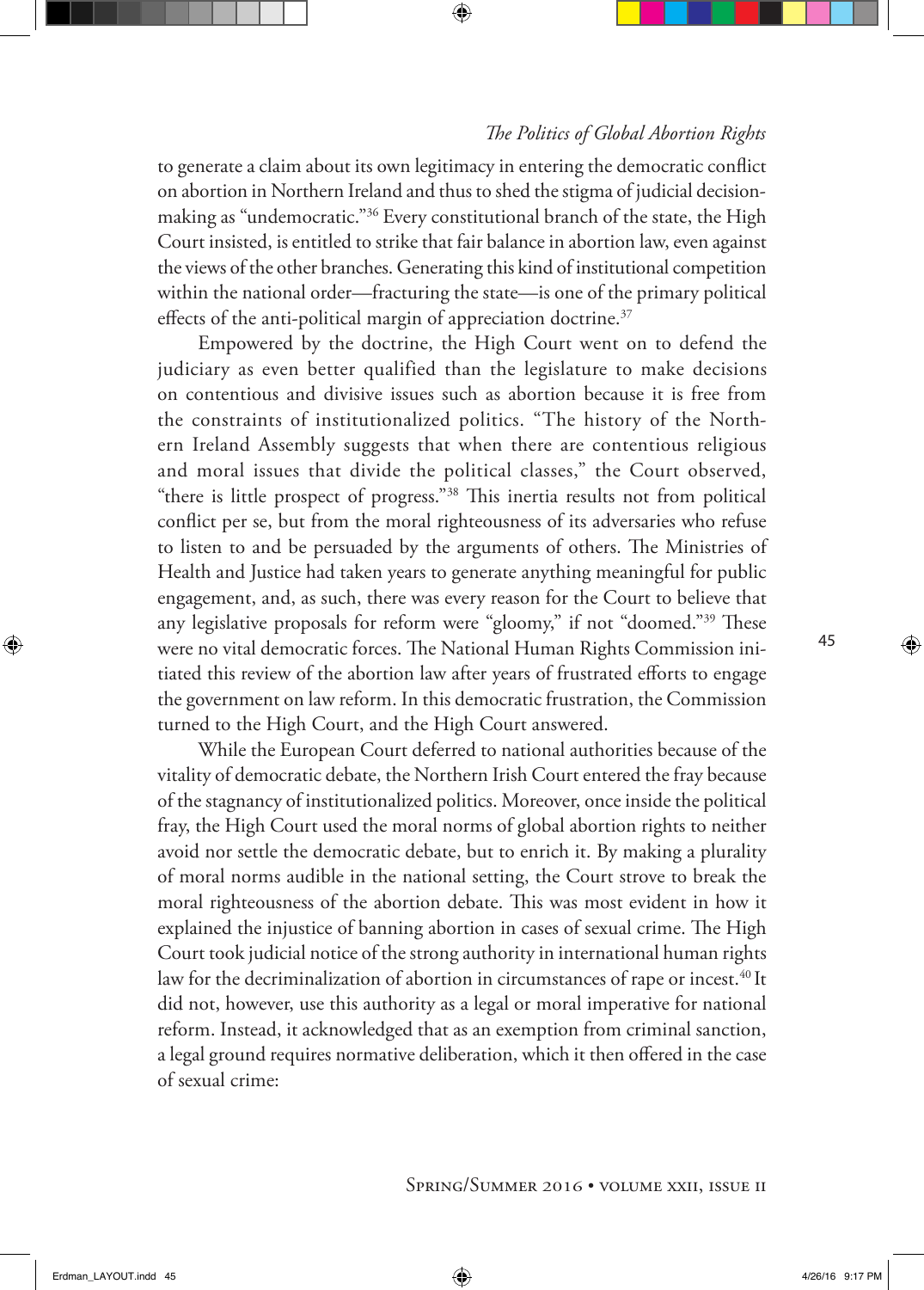to generate a claim about its own legitimacy in entering the democratic conflict on abortion in Northern Ireland and thus to shed the stigma of judicial decision-making as "undemocratic."[36] Every constitutional branch of the state, the High Court insisted, is entitled to strike that fair balance in abortion law, even against the views of the other branches. Generating this kind of institutional competition within the national order—fracturing the state—is one of the primary political effects of the anti-political margin of appreciation doctrine.[37]

Empowered by the doctrine, the High Court went on to defend the judiciary as even better qualified than the legislature to make decisions on contentious and divisive issues such as abortion because it is free from the constraints of institutionalized politics. "The history of the Northern Ireland Assembly suggests that when there are contentious religious and moral issues that divide the political classes," the Court observed, "there is little prospect of progress."[38] This inertia results not from political conflict per se, but from the moral righteousness of its adversaries who refuse to listen to and be persuaded by the arguments of others. The Ministries of Health and Justice had taken years to generate anything meaningful for public engagement, and, as such, there was every reason for the Court to believe that any legislative proposals for reform were "gloomy," if not "doomed."[39] These were no vital democratic forces. The National Human Rights Commission initiated this review of the abortion law after years of frustrated efforts to engage the government on law reform. In this democratic frustration, the Commission turned to the High Court, and the High Court answered.

While the European Court deferred to national authorities because of the vitality of democratic debate, the Northern Irish Court entered the fray because of the stagnancy of institutionalized politics. Moreover, once inside the political fray, the High Court used the moral norms of global abortion rights to neither avoid nor settle the democratic debate, but to enrich it. By making a plurality of moral norms audible in the national setting, the Court strove to break the moral righteousness of the abortion debate. This was most evident in how it explained the injustice of banning abortion in cases of sexual crime. The High Court took judicial notice of the strong authority in international human rights law for the decriminalization of abortion in circumstances of rape or incest.[40] It did not, however, use this authority as a legal or moral imperative for national reform. Instead, it acknowledged that as an exemption from criminal sanction, a legal ground requires normative deliberation, which it then offered in the case of sexual crime: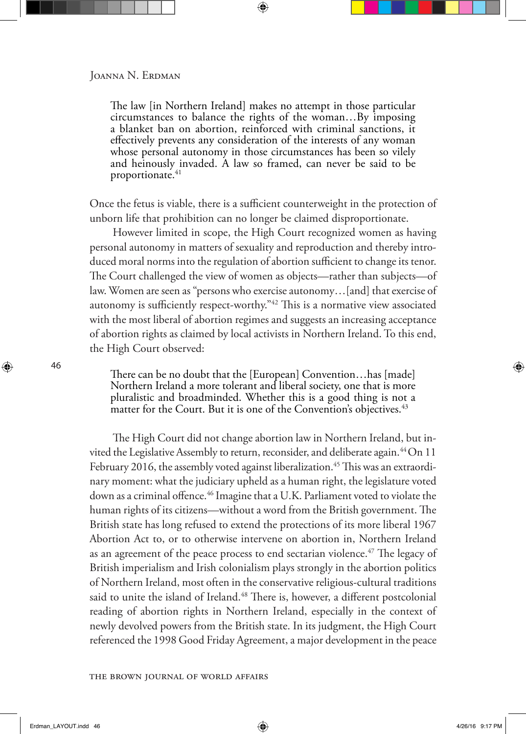> The law [in Northern Ireland] makes no attempt in those particular circumstances to balance the rights of the woman…By imposing a blanket ban on abortion, reinforced with criminal sanctions, it effectively prevents any consideration of the interests of any woman whose personal autonomy in those circumstances has been so vilely and heinously invaded. A law so framed, can never be said to be proportionate.[41]

Once the fetus is viable, there is a sufficient counterweight in the protection of unborn life that prohibition can no longer be claimed disproportionate.

However limited in scope, the High Court recognized women as having personal autonomy in matters of sexuality and reproduction and thereby introduced moral norms into the regulation of abortion sufficient to change its tenor. The Court challenged the view of women as objects—rather than subjects—of law. Women are seen as "persons who exercise autonomy…[and] that exercise of autonomy is sufficiently respect-worthy."[42] This is a normative view associated with the most liberal of abortion regimes and suggests an increasing acceptance of abortion rights as claimed by local activists in Northern Ireland. To this end, the High Court observed:

> There can be no doubt that the [European] Convention…has [made] Northern Ireland a more tolerant and liberal society, one that is more pluralistic and broadminded. Whether this is a good thing is not a matter for the Court. But it is one of the Convention's objectives.[43]

The High Court did not change abortion law in Northern Ireland, but invited the Legislative Assembly to return, reconsider, and deliberate again.[44] On 11 February 2016, the assembly voted against liberalization.[45] This was an extraordinary moment: what the judiciary upheld as a human right, the legislature voted down as a criminal offence.[46] Imagine that a U.K. Parliament voted to violate the human rights of its citizens—without a word from the British government. The British state has long refused to extend the protections of its more liberal 1967 Abortion Act to, or to otherwise intervene on abortion in, Northern Ireland as an agreement of the peace process to end sectarian violence.[47] The legacy of British imperialism and Irish colonialism plays strongly in the abortion politics of Northern Ireland, most often in the conservative religious-cultural traditions said to unite the island of Ireland.[48] There is, however, a different postcolonial reading of abortion rights in Northern Ireland, especially in the context of newly devolved powers from the British state. In its judgment, the High Court referenced the 1998 Good Friday Agreement, a major development in the peace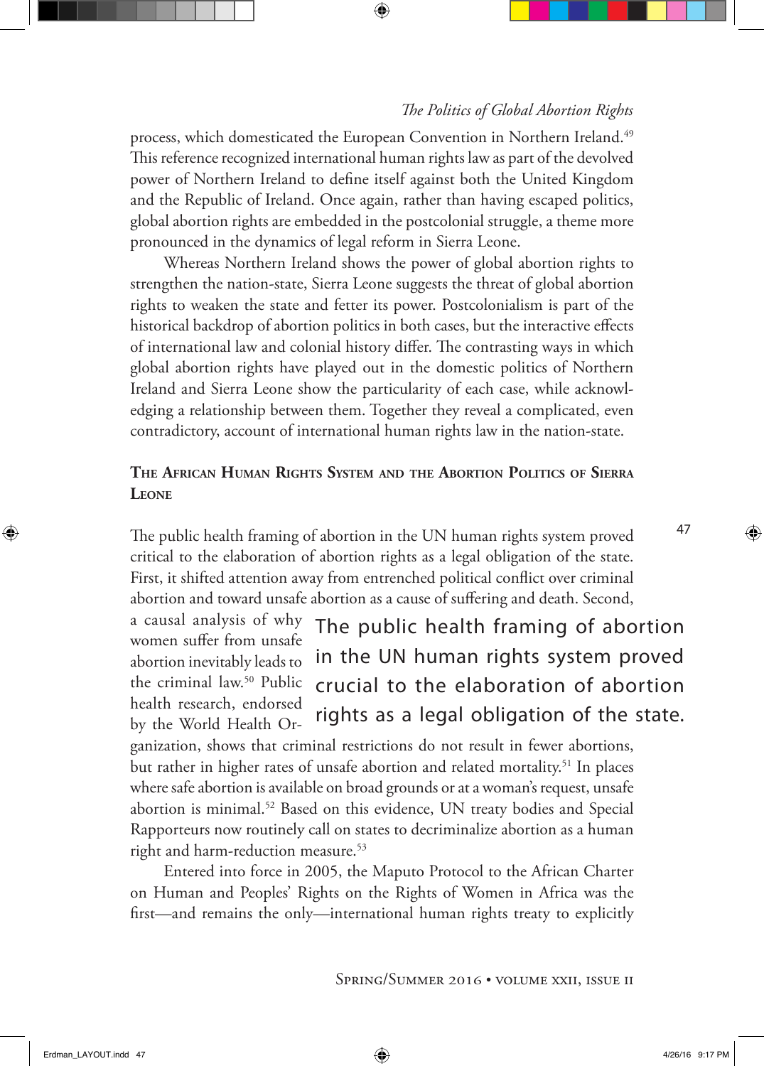process, which domesticated the European Convention in Northern Ireland.[49] This reference recognized international human rights law as part of the devolved power of Northern Ireland to define itself against both the United Kingdom and the Republic of Ireland. Once again, rather than having escaped politics, global abortion rights are embedded in the postcolonial struggle, a theme more pronounced in the dynamics of legal reform in Sierra Leone.

Whereas Northern Ireland shows the power of global abortion rights to strengthen the nation-state, Sierra Leone suggests the threat of global abortion rights to weaken the state and fetter its power. Postcolonialism is part of the historical backdrop of abortion politics in both cases, but the interactive effects of international law and colonial history differ. The contrasting ways in which global abortion rights have played out in the domestic politics of Northern Ireland and Sierra Leone show the particularity of each case, while acknowledging a relationship between them. Together they reveal a complicated, even contradictory, account of international human rights law in the nation-state.

## The African Human Rights System and the Abortion Politics of Sierra Leone

The public health framing of abortion in the UN human rights system proved critical to the elaboration of abortion rights as a legal obligation of the state. First, it shifted attention away from entrenched political conflict over criminal abortion and toward unsafe abortion as a cause of suffering and death. Second, a causal analysis of why women suffer from unsafe abortion inevitably leads to the criminal law.[50] Public health research, endorsed by the World Health Organization, shows that criminal restrictions do not result in fewer abortions, but rather in higher rates of unsafe abortion and related mortality.[51] In places where safe abortion is available on broad grounds or at a woman's request, unsafe abortion is minimal.[52] Based on this evidence, UN treaty bodies and Special Rapporteurs now routinely call on states to decriminalize abortion as a human right and harm-reduction measure.[53]

> The public health framing of abortion in the UN human rights system proved crucial to the elaboration of abortion rights as a legal obligation of the state.

Entered into force in 2005, the Maputo Protocol to the African Charter on Human and Peoples' Rights on the Rights of Women in Africa was the first—and remains the only—international human rights treaty to explicitly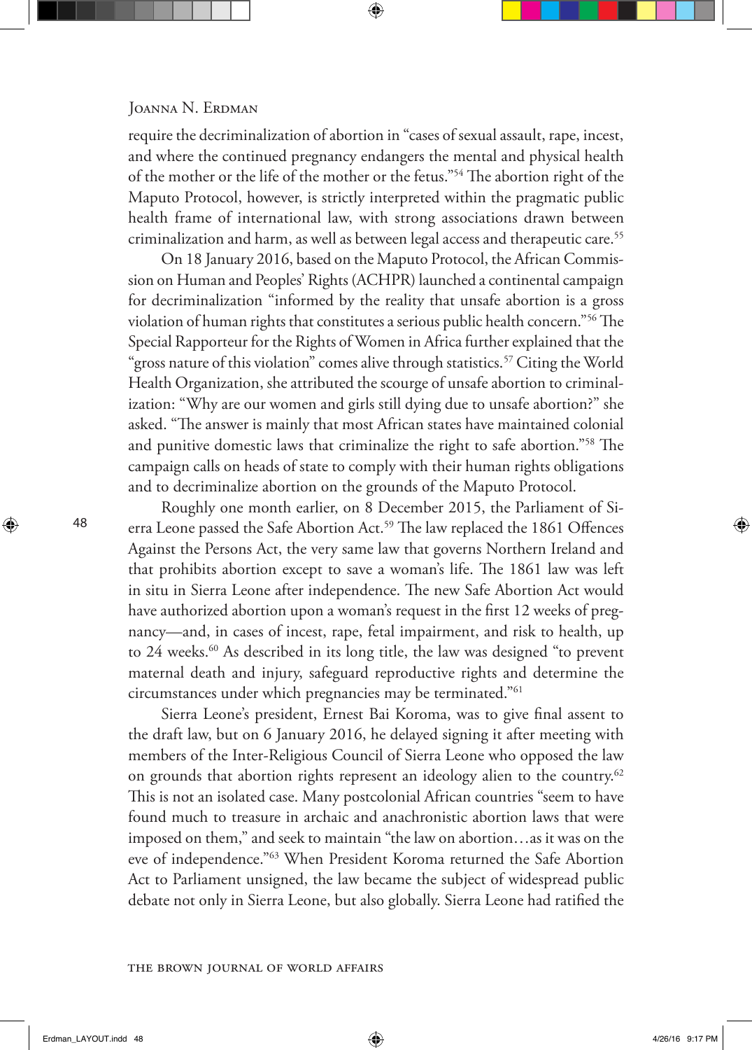require the decriminalization of abortion in "cases of sexual assault, rape, incest, and where the continued pregnancy endangers the mental and physical health of the mother or the life of the mother or the fetus."[54] The abortion right of the Maputo Protocol, however, is strictly interpreted within the pragmatic public health frame of international law, with strong associations drawn between criminalization and harm, as well as between legal access and therapeutic care.[55]

On 18 January 2016, based on the Maputo Protocol, the African Commission on Human and Peoples' Rights (ACHPR) launched a continental campaign for decriminalization "informed by the reality that unsafe abortion is a gross violation of human rights that constitutes a serious public health concern."[56] The Special Rapporteur for the Rights of Women in Africa further explained that the "gross nature of this violation" comes alive through statistics.[57] Citing the World Health Organization, she attributed the scourge of unsafe abortion to criminalization: "Why are our women and girls still dying due to unsafe abortion?" she asked. "The answer is mainly that most African states have maintained colonial and punitive domestic laws that criminalize the right to safe abortion."[58] The campaign calls on heads of state to comply with their human rights obligations and to decriminalize abortion on the grounds of the Maputo Protocol.

Roughly one month earlier, on 8 December 2015, the Parliament of Sierra Leone passed the Safe Abortion Act.[59] The law replaced the 1861 Offences Against the Persons Act, the very same law that governs Northern Ireland and that prohibits abortion except to save a woman's life. The 1861 law was left in situ in Sierra Leone after independence. The new Safe Abortion Act would have authorized abortion upon a woman's request in the first 12 weeks of pregnancy—and, in cases of incest, rape, fetal impairment, and risk to health, up to 24 weeks.[60] As described in its long title, the law was designed "to prevent maternal death and injury, safeguard reproductive rights and determine the circumstances under which pregnancies may be terminated."[61]

Sierra Leone's president, Ernest Bai Koroma, was to give final assent to the draft law, but on 6 January 2016, he delayed signing it after meeting with members of the Inter-Religious Council of Sierra Leone who opposed the law on grounds that abortion rights represent an ideology alien to the country.[62] This is not an isolated case. Many postcolonial African countries "seem to have found much to treasure in archaic and anachronistic abortion laws that were imposed on them," and seek to maintain "the law on abortion…as it was on the eve of independence."[63] When President Koroma returned the Safe Abortion Act to Parliament unsigned, the law became the subject of widespread public debate not only in Sierra Leone, but also globally. Sierra Leone had ratified the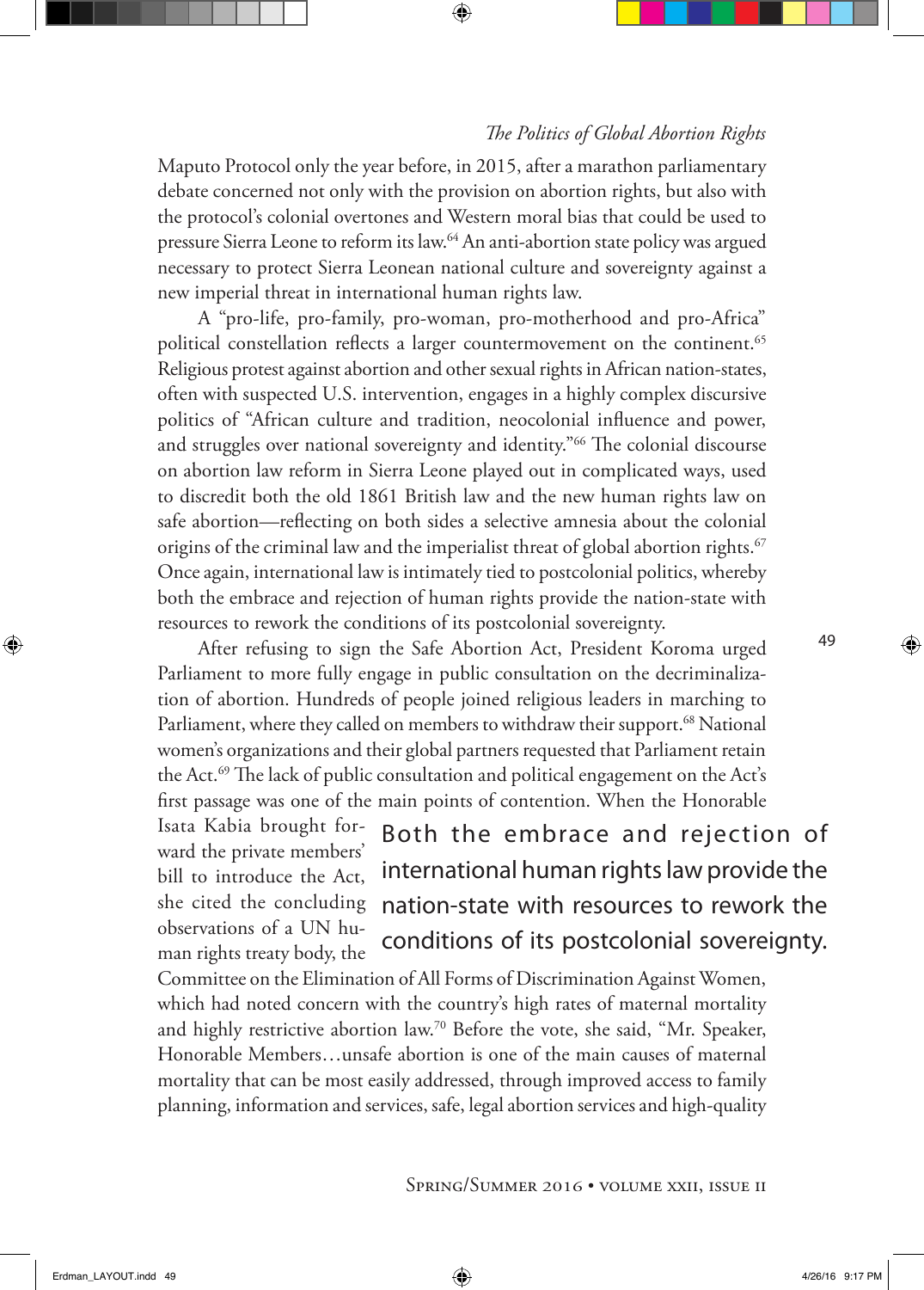Maputo Protocol only the year before, in 2015, after a marathon parliamentary debate concerned not only with the provision on abortion rights, but also with the protocol's colonial overtones and Western moral bias that could be used to pressure Sierra Leone to reform its law.[64] An anti-abortion state policy was argued necessary to protect Sierra Leonean national culture and sovereignty against a new imperial threat in international human rights law.

A "pro-life, pro-family, pro-woman, pro-motherhood and pro-Africa" political constellation reflects a larger countermovement on the continent.[65] Religious protest against abortion and other sexual rights in African nation-states, often with suspected U.S. intervention, engages in a highly complex discursive politics of "African culture and tradition, neocolonial influence and power, and struggles over national sovereignty and identity."[66] The colonial discourse on abortion law reform in Sierra Leone played out in complicated ways, used to discredit both the old 1861 British law and the new human rights law on safe abortion—reflecting on both sides a selective amnesia about the colonial origins of the criminal law and the imperialist threat of global abortion rights.[67] Once again, international law is intimately tied to postcolonial politics, whereby both the embrace and rejection of human rights provide the nation-state with resources to rework the conditions of its postcolonial sovereignty.

After refusing to sign the Safe Abortion Act, President Koroma urged Parliament to more fully engage in public consultation on the decriminalization of abortion. Hundreds of people joined religious leaders in marching to Parliament, where they called on members to withdraw their support.[68] National women's organizations and their global partners requested that Parliament retain the Act.[69] The lack of public consultation and political engagement on the Act's first passage was one of the main points of contention. When the Honorable Isata Kabia brought forward the private members' bill to introduce the Act, she cited the concluding observations of a UN human rights treaty body, the Committee on the Elimination of All Forms of Discrimination Against Women, which had noted concern with the country's high rates of maternal mortality and highly restrictive abortion law.[70] Before the vote, she said, "Mr. Speaker, Honorable Members…unsafe abortion is one of the main causes of maternal mortality that can be most easily addressed, through improved access to family planning, information and services, safe, legal abortion services and high-quality

> Both the embrace and rejection of international human rights law provide the nation-state with resources to rework the conditions of its postcolonial sovereignty.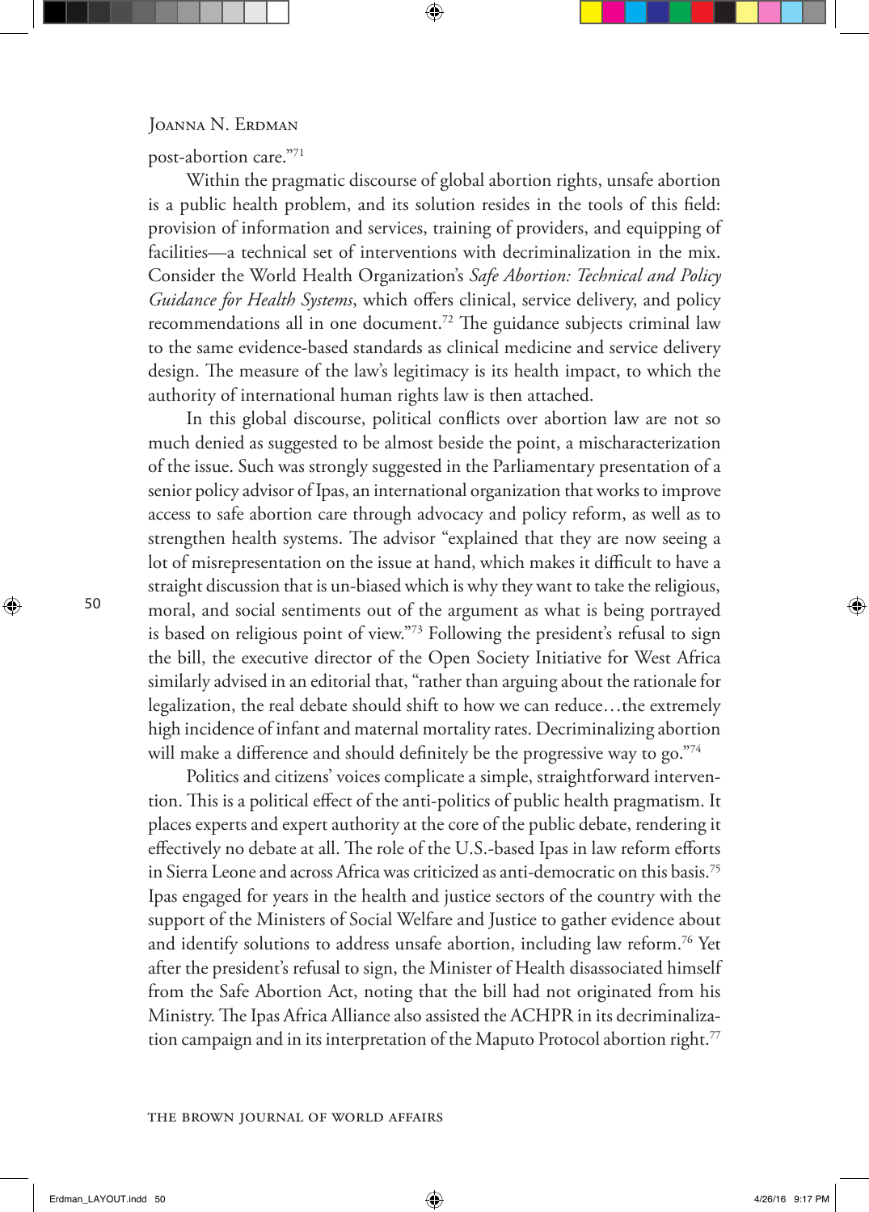post-abortion care."[71]

Within the pragmatic discourse of global abortion rights, unsafe abortion is a public health problem, and its solution resides in the tools of this field: provision of information and services, training of providers, and equipping of facilities—a technical set of interventions with decriminalization in the mix. Consider the World Health Organization's *Safe Abortion: Technical and Policy Guidance for Health Systems*, which offers clinical, service delivery, and policy recommendations all in one document.[72] The guidance subjects criminal law to the same evidence-based standards as clinical medicine and service delivery design. The measure of the law's legitimacy is its health impact, to which the authority of international human rights law is then attached.

In this global discourse, political conflicts over abortion law are not so much denied as suggested to be almost beside the point, a mischaracterization of the issue. Such was strongly suggested in the Parliamentary presentation of a senior policy advisor of Ipas, an international organization that works to improve access to safe abortion care through advocacy and policy reform, as well as to strengthen health systems. The advisor "explained that they are now seeing a lot of misrepresentation on the issue at hand, which makes it difficult to have a straight discussion that is un-biased which is why they want to take the religious, moral, and social sentiments out of the argument as what is being portrayed is based on religious point of view."[73] Following the president's refusal to sign the bill, the executive director of the Open Society Initiative for West Africa similarly advised in an editorial that, "rather than arguing about the rationale for legalization, the real debate should shift to how we can reduce…the extremely high incidence of infant and maternal mortality rates. Decriminalizing abortion will make a difference and should definitely be the progressive way to go."[74]

Politics and citizens' voices complicate a simple, straightforward intervention. This is a political effect of the anti-politics of public health pragmatism. It places experts and expert authority at the core of the public debate, rendering it effectively no debate at all. The role of the U.S.-based Ipas in law reform efforts in Sierra Leone and across Africa was criticized as anti-democratic on this basis.[75] Ipas engaged for years in the health and justice sectors of the country with the support of the Ministers of Social Welfare and Justice to gather evidence about and identify solutions to address unsafe abortion, including law reform.[76] Yet after the president's refusal to sign, the Minister of Health disassociated himself from the Safe Abortion Act, noting that the bill had not originated from his Ministry. The Ipas Africa Alliance also assisted the ACHPR in its decriminalization campaign and in its interpretation of the Maputo Protocol abortion right.[77]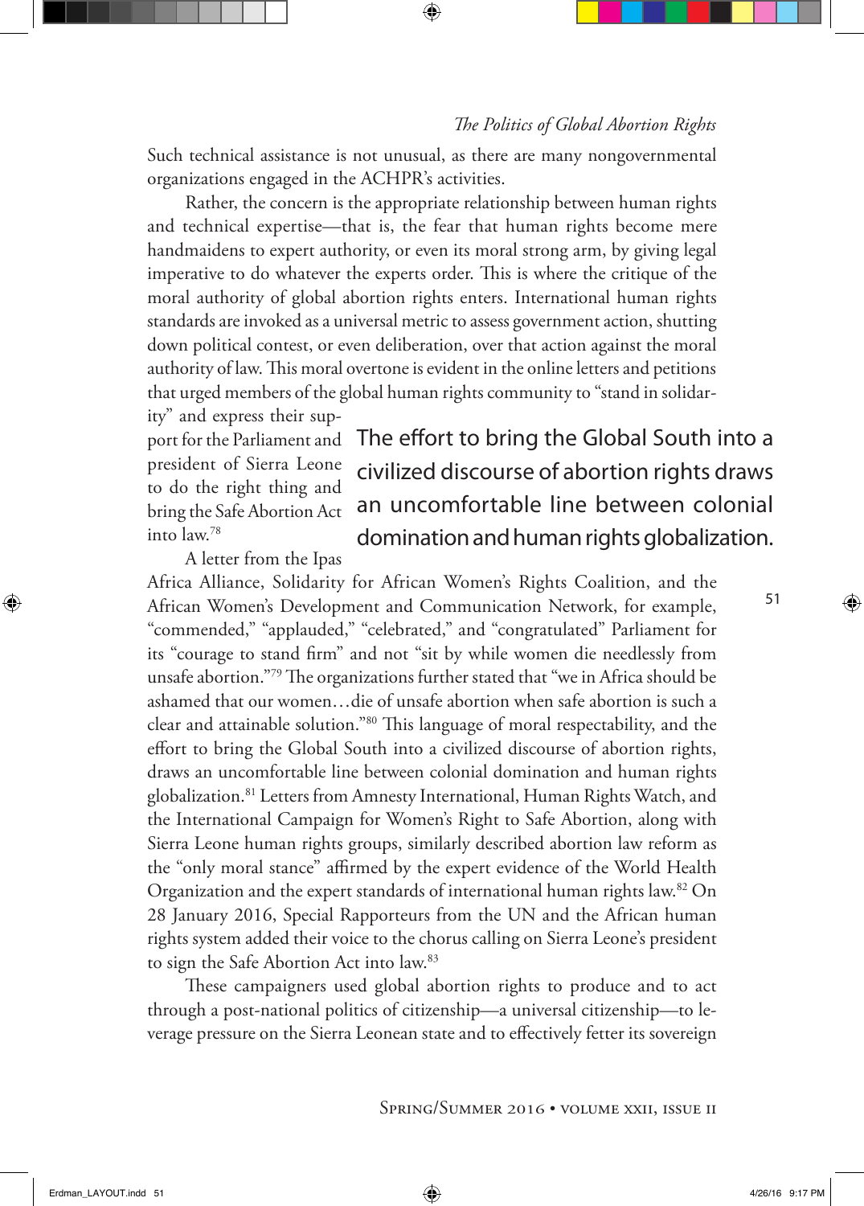Such technical assistance is not unusual, as there are many nongovernmental organizations engaged in the ACHPR's activities.

Rather, the concern is the appropriate relationship between human rights and technical expertise—that is, the fear that human rights become mere handmaidens to expert authority, or even its moral strong arm, by giving legal imperative to do whatever the experts order. This is where the critique of the moral authority of global abortion rights enters. International human rights standards are invoked as a universal metric to assess government action, shutting down political contest, or even deliberation, over that action against the moral authority of law. This moral overtone is evident in the online letters and petitions that urged members of the global human rights community to "stand in solidarity" and express their support for the Parliament and president of Sierra Leone to do the right thing and bring the Safe Abortion Act into law.[78]

> The effort to bring the Global South into a civilized discourse of abortion rights draws an uncomfortable line between colonial domination and human rights globalization.

A letter from the Ipas Africa Alliance, Solidarity for African Women's Rights Coalition, and the African Women's Development and Communication Network, for example, "commended," "applauded," "celebrated," and "congratulated" Parliament for its "courage to stand firm" and not "sit by while women die needlessly from unsafe abortion."[79] The organizations further stated that "we in Africa should be ashamed that our women…die of unsafe abortion when safe abortion is such a clear and attainable solution."[80] This language of moral respectability, and the effort to bring the Global South into a civilized discourse of abortion rights, draws an uncomfortable line between colonial domination and human rights globalization.[81] Letters from Amnesty International, Human Rights Watch, and the International Campaign for Women's Right to Safe Abortion, along with Sierra Leone human rights groups, similarly described abortion law reform as the "only moral stance" affirmed by the expert evidence of the World Health Organization and the expert standards of international human rights law.[82] On 28 January 2016, Special Rapporteurs from the UN and the African human rights system added their voice to the chorus calling on Sierra Leone's president to sign the Safe Abortion Act into law.[83]

These campaigners used global abortion rights to produce and to act through a post-national politics of citizenship—a universal citizenship—to leverage pressure on the Sierra Leonean state and to effectively fetter its sovereign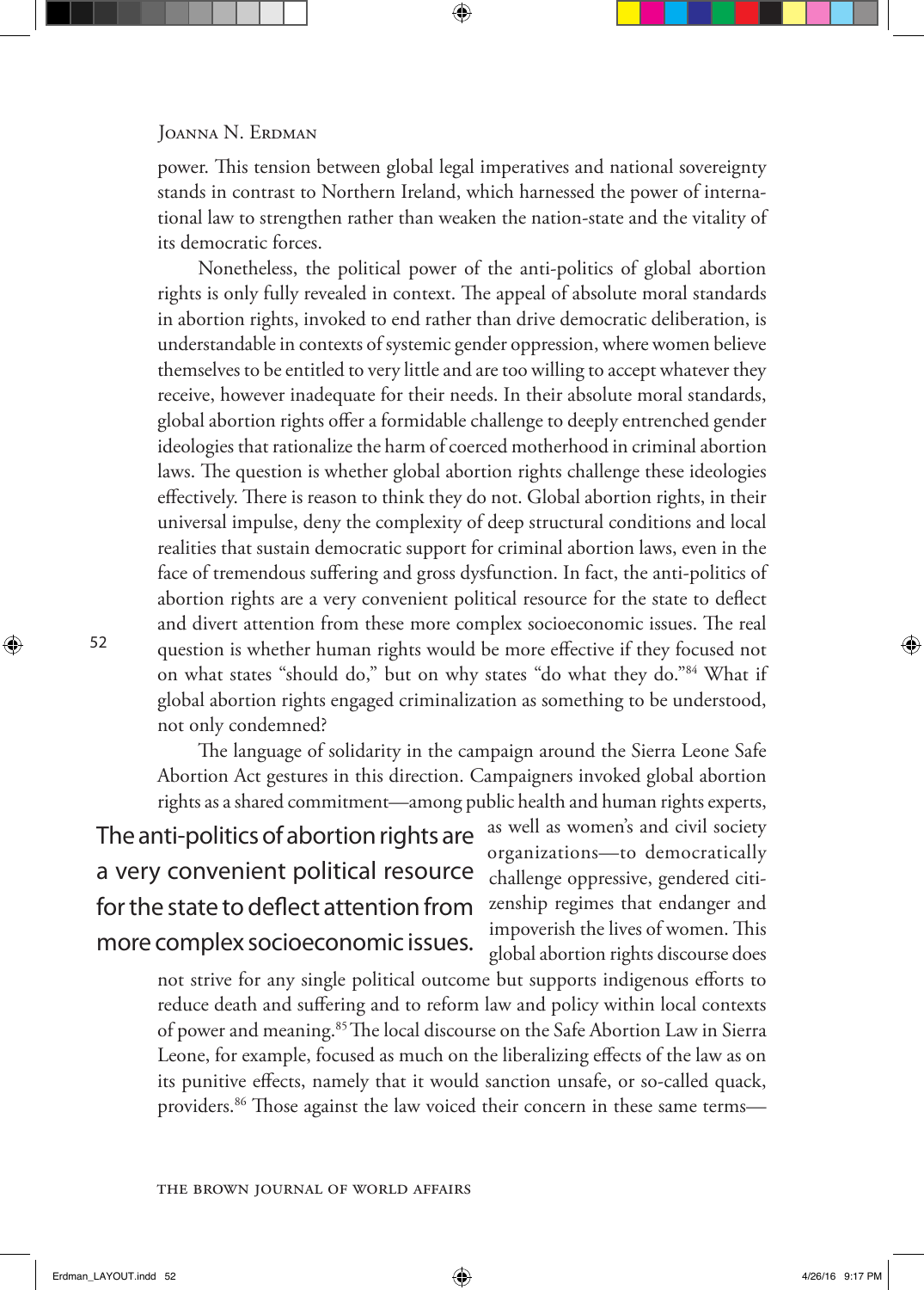power. This tension between global legal imperatives and national sovereignty stands in contrast to Northern Ireland, which harnessed the power of international law to strengthen rather than weaken the nation-state and the vitality of its democratic forces.

Nonetheless, the political power of the anti-politics of global abortion rights is only fully revealed in context. The appeal of absolute moral standards in abortion rights, invoked to end rather than drive democratic deliberation, is understandable in contexts of systemic gender oppression, where women believe themselves to be entitled to very little and are too willing to accept whatever they receive, however inadequate for their needs. In their absolute moral standards, global abortion rights offer a formidable challenge to deeply entrenched gender ideologies that rationalize the harm of coerced motherhood in criminal abortion laws. The question is whether global abortion rights challenge these ideologies effectively. There is reason to think they do not. Global abortion rights, in their universal impulse, deny the complexity of deep structural conditions and local realities that sustain democratic support for criminal abortion laws, even in the face of tremendous suffering and gross dysfunction. In fact, the anti-politics of abortion rights are a very convenient political resource for the state to deflect and divert attention from these more complex socioeconomic issues. The real question is whether human rights would be more effective if they focused not on what states "should do," but on why states "do what they do."[84] What if global abortion rights engaged criminalization as something to be understood, not only condemned?

The language of solidarity in the campaign around the Sierra Leone Safe Abortion Act gestures in this direction. Campaigners invoked global abortion rights as a shared commitment—among public health and human rights experts, as well as women's and civil society organizations—to democratically challenge oppressive, gendered citizenship regimes that endanger and impoverish the lives of women. This global abortion rights discourse does not strive for any single political outcome but supports indigenous efforts to reduce death and suffering and to reform law and policy within local contexts of power and meaning.[85] The local discourse on the Safe Abortion Law in Sierra Leone, for example, focused as much on the liberalizing effects of the law as on its punitive effects, namely that it would sanction unsafe, or so-called quack, providers.[86] Those against the law voiced their concern in these same terms—

> The anti-politics of abortion rights are a very convenient political resource for the state to deflect attention from more complex socioeconomic issues.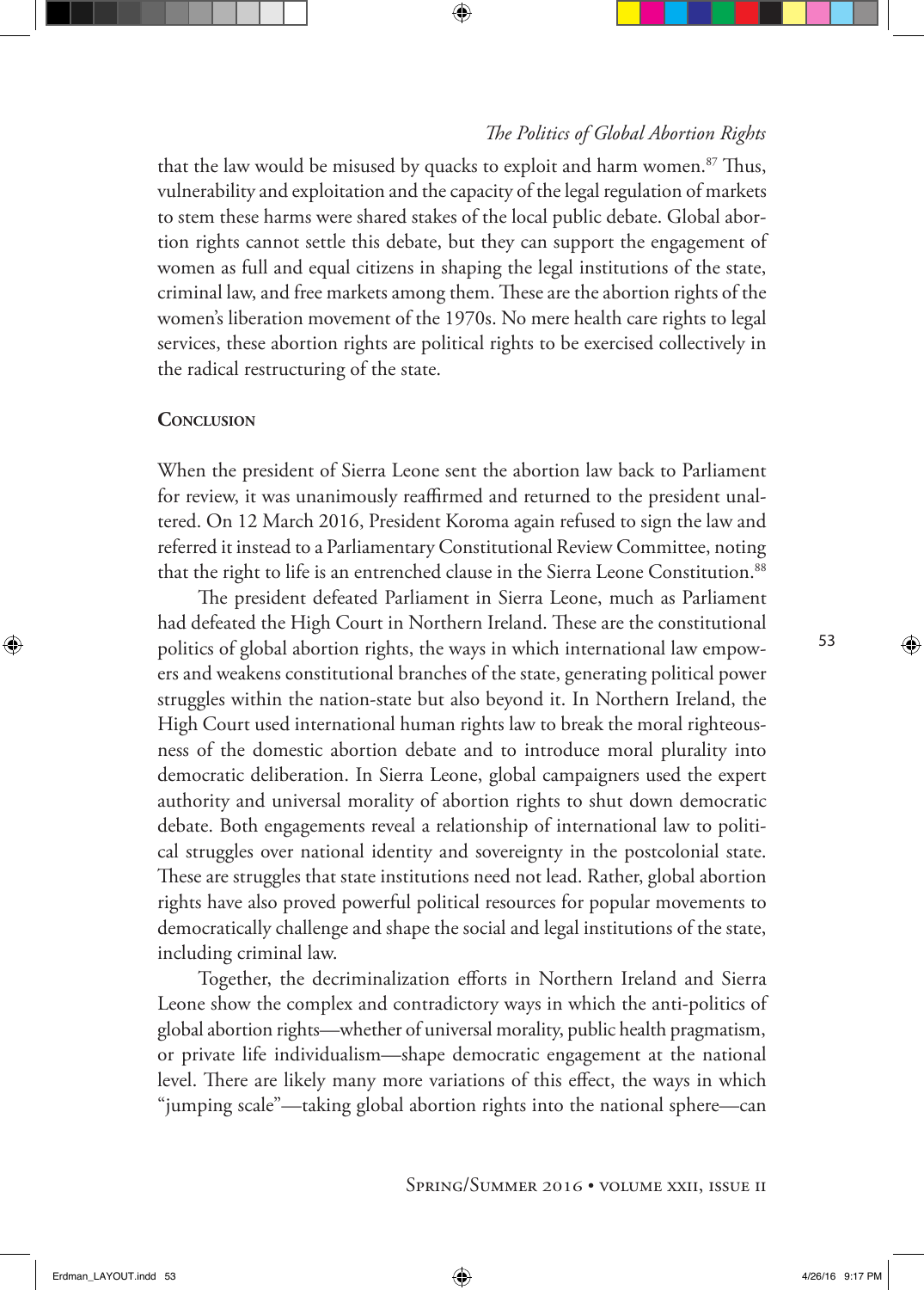that the law would be misused by quacks to exploit and harm women.[87] Thus, vulnerability and exploitation and the capacity of the legal regulation of markets to stem these harms were shared stakes of the local public debate. Global abortion rights cannot settle this debate, but they can support the engagement of women as full and equal citizens in shaping the legal institutions of the state, criminal law, and free markets among them. These are the abortion rights of the women's liberation movement of the 1970s. No mere health care rights to legal services, these abortion rights are political rights to be exercised collectively in the radical restructuring of the state.

## Conclusion

When the president of Sierra Leone sent the abortion law back to Parliament for review, it was unanimously reaffirmed and returned to the president unaltered. On 12 March 2016, President Koroma again refused to sign the law and referred it instead to a Parliamentary Constitutional Review Committee, noting that the right to life is an entrenched clause in the Sierra Leone Constitution.[88]

The president defeated Parliament in Sierra Leone, much as Parliament had defeated the High Court in Northern Ireland. These are the constitutional politics of global abortion rights, the ways in which international law empowers and weakens constitutional branches of the state, generating political power struggles within the nation-state but also beyond it. In Northern Ireland, the High Court used international human rights law to break the moral righteousness of the domestic abortion debate and to introduce moral plurality into democratic deliberation. In Sierra Leone, global campaigners used the expert authority and universal morality of abortion rights to shut down democratic debate. Both engagements reveal a relationship of international law to political struggles over national identity and sovereignty in the postcolonial state. These are struggles that state institutions need not lead. Rather, global abortion rights have also proved powerful political resources for popular movements to democratically challenge and shape the social and legal institutions of the state, including criminal law.

Together, the decriminalization efforts in Northern Ireland and Sierra Leone show the complex and contradictory ways in which the anti-politics of global abortion rights—whether of universal morality, public health pragmatism, or private life individualism—shape democratic engagement at the national level. There are likely many more variations of this effect, the ways in which "jumping scale"—taking global abortion rights into the national sphere—can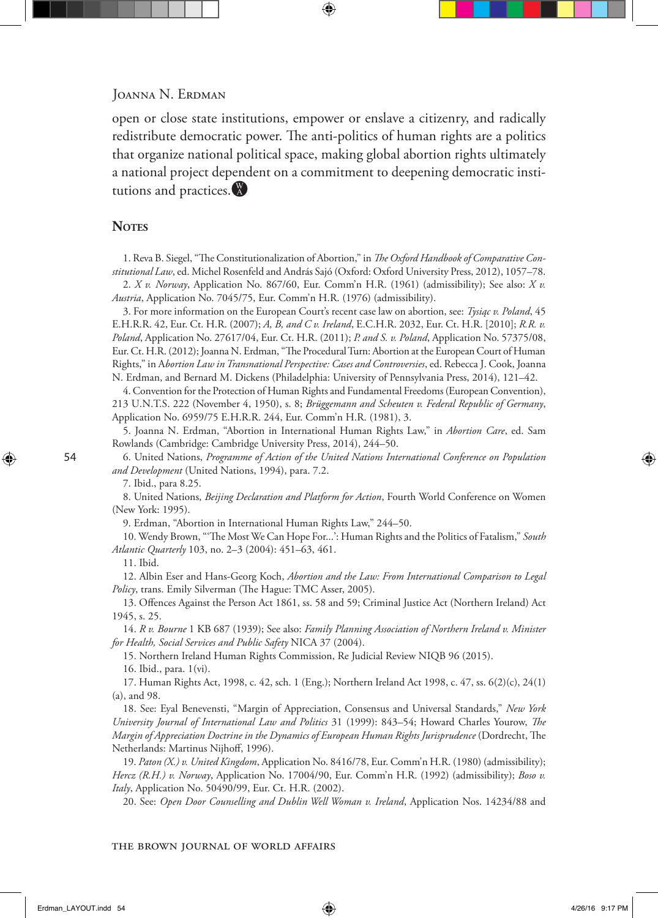open or close state institutions, empower or enslave a citizenry, and radically redistribute democratic power. The anti-politics of human rights are a politics that organize national political space, making global abortion rights ultimately a national project dependent on a commitment to deepening democratic institutions and practices.

## Notes

1. Reva B. Siegel, "The Constitutionalization of Abortion," in *The Oxford Handbook of Comparative Constitutional Law*, ed. Michel Rosenfeld and András Sajó (Oxford: Oxford University Press, 2012), 1057–78.

2. *X v. Norway*, Application No. 867/60, Eur. Comm'n H.R. (1961) (admissibility); See also: *X v. Austria*, Application No. 7045/75, Eur. Comm'n H.R. (1976) (admissibility).

3. For more information on the European Court's recent case law on abortion, see: *Tysiąc v. Poland*, 45 E.H.R.R. 42, Eur. Ct. H.R. (2007); *A, B, and C v. Ireland*, E.C.H.R. 2032, Eur. Ct. H.R. [2010]; *R.R. v. Poland*, Application No. 27617/04, Eur. Ct. H.R. (2011); *P. and S. v. Poland*, Application No. 57375/08, Eur. Ct. H.R. (2012); Joanna N. Erdman, "The Procedural Turn: Abortion at the European Court of Human Rights," in *Abortion Law in Transnational Perspective: Cases and Controversies*, ed. Rebecca J. Cook, Joanna N. Erdman, and Bernard M. Dickens (Philadelphia: University of Pennsylvania Press, 2014), 121–42.

4. Convention for the Protection of Human Rights and Fundamental Freedoms (European Convention), 213 U.N.T.S. 222 (November 4, 1950), s. 8; *Brüggemann and Scheuten v. Federal Republic of Germany*, Application No. 6959/75 E.H.R.R. 244, Eur. Comm'n H.R. (1981), 3.

5. Joanna N. Erdman, "Abortion in International Human Rights Law," in *Abortion Care*, ed. Sam Rowlands (Cambridge: Cambridge University Press, 2014), 244–50.

6. United Nations, *Programme of Action of the United Nations International Conference on Population and Development* (United Nations, 1994), para. 7.2.

7. Ibid., para 8.25.

8. United Nations, *Beijing Declaration and Platform for Action*, Fourth World Conference on Women (New York: 1995).

9. Erdman, "Abortion in International Human Rights Law," 244–50.

10. Wendy Brown, "'The Most We Can Hope For...': Human Rights and the Politics of Fatalism," *South Atlantic Quarterly* 103, no. 2–3 (2004): 451–63, 461.

11. Ibid.

12. Albin Eser and Hans-Georg Koch, *Abortion and the Law: From International Comparison to Legal Policy*, trans. Emily Silverman (The Hague: TMC Asser, 2005).

13. Offences Against the Person Act 1861, ss. 58 and 59; Criminal Justice Act (Northern Ireland) Act 1945, s. 25.

14. *R v. Bourne* 1 KB 687 (1939); See also: *Family Planning Association of Northern Ireland v. Minister for Health, Social Services and Public Safety* NICA 37 (2004).

15. Northern Ireland Human Rights Commission, Re Judicial Review NIQB 96 (2015).

16. Ibid., para. 1(vi).

17. Human Rights Act, 1998, c. 42, sch. 1 (Eng.); Northern Ireland Act 1998, c. 47, ss. 6(2)(c), 24(1)(a), and 98.

18. See: Eyal Benevensti, "Margin of Appreciation, Consensus and Universal Standards," *New York University Journal of International Law and Politics* 31 (1999): 843–54; Howard Charles Yourow, *The Margin of Appreciation Doctrine in the Dynamics of European Human Rights Jurisprudence* (Dordrecht, The Netherlands: Martinus Nijhoff, 1996).

19. *Paton (X.) v. United Kingdom*, Application No. 8416/78, Eur. Comm'n H.R. (1980) (admissibility); *Hercz (R.H.) v. Norway*, Application No. 17004/90, Eur. Comm'n H.R. (1992) (admissibility); *Boso v. Italy*, Application No. 50490/99, Eur. Ct. H.R. (2002).

20. See: *Open Door Counselling and Dublin Well Woman v. Ireland*, Application Nos. 14234/88 and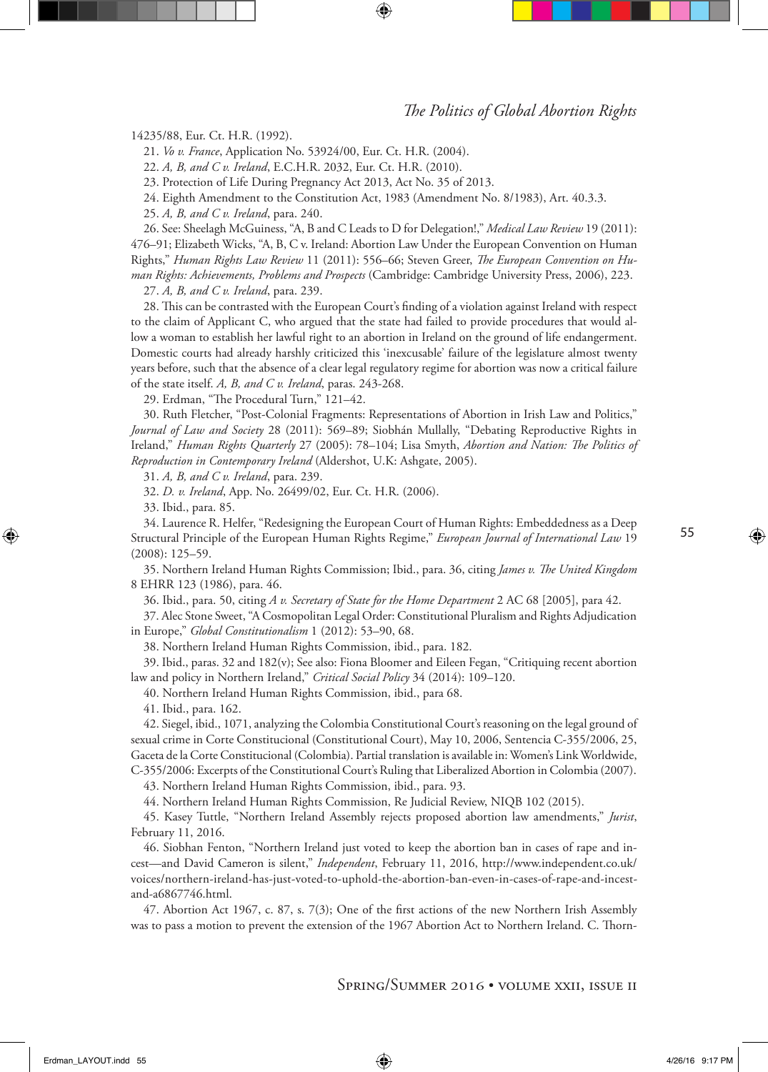14235/88, Eur. Ct. H.R. (1992).

21. *Vo v. France*, Application No. 53924/00, Eur. Ct. H.R. (2004).

22. *A, B, and C v. Ireland*, E.C.H.R. 2032, Eur. Ct. H.R. (2010).

23. Protection of Life During Pregnancy Act 2013, Act No. 35 of 2013.

24. Eighth Amendment to the Constitution Act, 1983 (Amendment No. 8/1983), Art. 40.3.3.

25. *A, B, and C v. Ireland*, para. 240.

26. See: Sheelagh McGuiness, "A, B and C Leads to D for Delegation!," *Medical Law Review* 19 (2011): 476–91; Elizabeth Wicks, "A, B, C v. Ireland: Abortion Law Under the European Convention on Human Rights," *Human Rights Law Review* 11 (2011): 556–66; Steven Greer, *The European Convention on Human Rights: Achievements, Problems and Prospects* (Cambridge: Cambridge University Press, 2006), 223.

27. *A, B, and C v. Ireland*, para. 239.

28. This can be contrasted with the European Court's finding of a violation against Ireland with respect to the claim of Applicant C, who argued that the state had failed to provide procedures that would allow a woman to establish her lawful right to an abortion in Ireland on the ground of life endangerment. Domestic courts had already harshly criticized this 'inexcusable' failure of the legislature almost twenty years before, such that the absence of a clear legal regulatory regime for abortion was now a critical failure of the state itself. *A, B, and C v. Ireland*, paras. 243-268.

29. Erdman, "The Procedural Turn," 121–42.

30. Ruth Fletcher, "Post-Colonial Fragments: Representations of Abortion in Irish Law and Politics," *Journal of Law and Society* 28 (2011): 569–89; Siobhán Mullally, "Debating Reproductive Rights in Ireland," *Human Rights Quarterly* 27 (2005): 78–104; Lisa Smyth, *Abortion and Nation: The Politics of Reproduction in Contemporary Ireland* (Aldershot, U.K: Ashgate, 2005).

31. *A, B, and C v. Ireland*, para. 239.

32. *D. v. Ireland*, App. No. 26499/02, Eur. Ct. H.R. (2006).

33. Ibid., para. 85.

34. Laurence R. Helfer, "Redesigning the European Court of Human Rights: Embeddedness as a Deep Structural Principle of the European Human Rights Regime," *European Journal of International Law* 19 (2008): 125–59.

35. Northern Ireland Human Rights Commission; Ibid., para. 36, citing *James v. The United Kingdom* 8 EHRR 123 (1986), para. 46.

36. Ibid., para. 50, citing *A v. Secretary of State for the Home Department* 2 AC 68 [2005], para 42.

37. Alec Stone Sweet, "A Cosmopolitan Legal Order: Constitutional Pluralism and Rights Adjudication in Europe," *Global Constitutionalism* 1 (2012): 53–90, 68.

38. Northern Ireland Human Rights Commission, ibid., para. 182.

39. Ibid., paras. 32 and 182(v); See also: Fiona Bloomer and Eileen Fegan, "Critiquing recent abortion law and policy in Northern Ireland," *Critical Social Policy* 34 (2014): 109–120.

40. Northern Ireland Human Rights Commission, ibid., para 68.

41. Ibid., para. 162.

42. Siegel, ibid., 1071, analyzing the Colombia Constitutional Court's reasoning on the legal ground of sexual crime in Corte Constitucional (Constitutional Court), May 10, 2006, Sentencia C-355/2006, 25, Gaceta de la Corte Constitucional (Colombia). Partial translation is available in: Women's Link Worldwide, C-355/2006: Excerpts of the Constitutional Court's Ruling that Liberalized Abortion in Colombia (2007).

43. Northern Ireland Human Rights Commission, ibid., para. 93.

44. Northern Ireland Human Rights Commission, Re Judicial Review, NIQB 102 (2015).

45. Kasey Tuttle, "Northern Ireland Assembly rejects proposed abortion law amendments," *Jurist*, February 11, 2016.

46. Siobhan Fenton, "Northern Ireland just voted to keep the abortion ban in cases of rape and incest—and David Cameron is silent," *Independent*, February 11, 2016, http://www.independent.co.uk/voices/northern-ireland-has-just-voted-to-uphold-the-abortion-ban-even-in-cases-of-rape-and-incest-and-a6867746.html.

47. Abortion Act 1967, c. 87, s. 7(3); One of the first actions of the new Northern Irish Assembly was to pass a motion to prevent the extension of the 1967 Abortion Act to Northern Ireland. C. Thorn-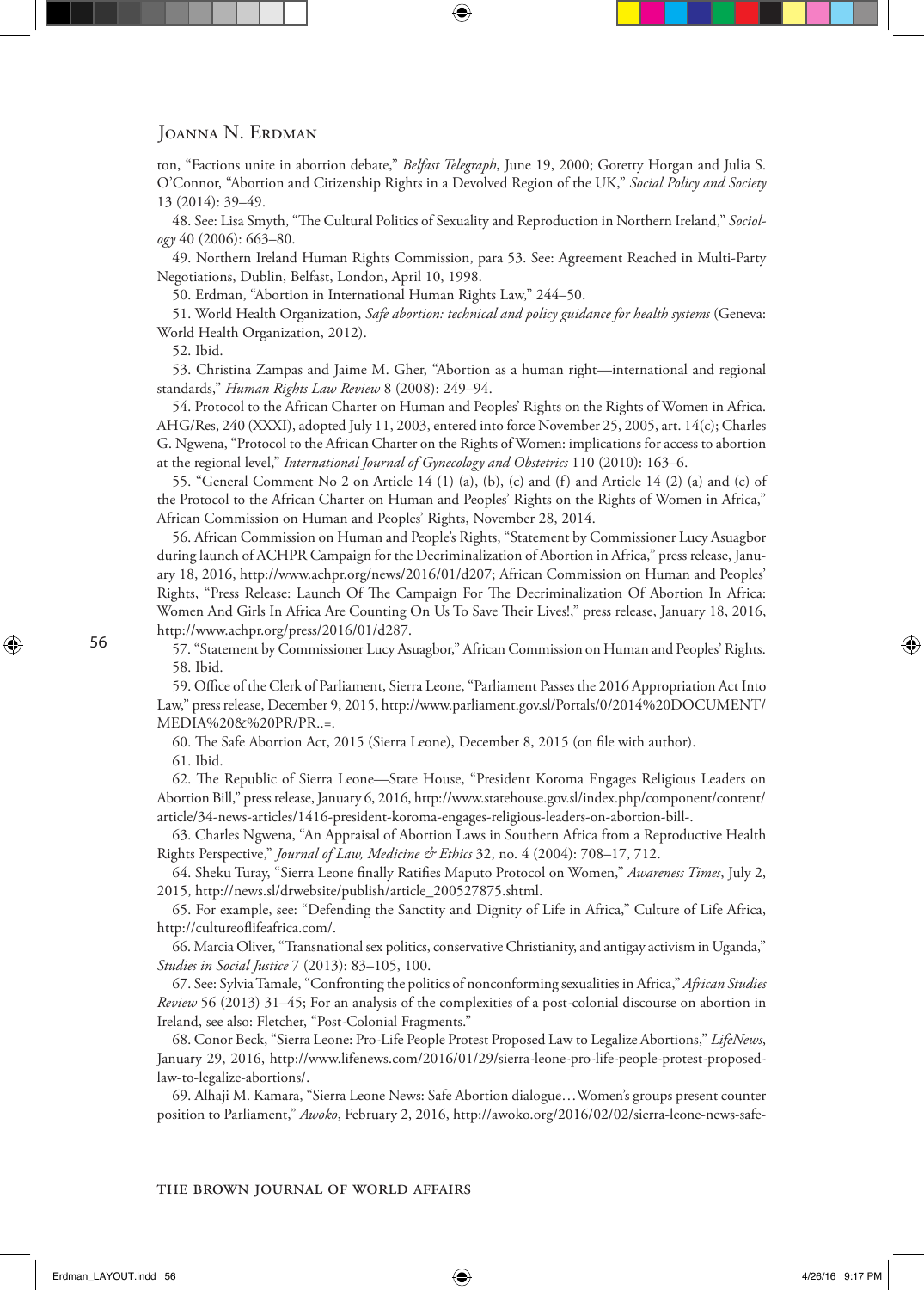ton, "Factions unite in abortion debate," *Belfast Telegraph*, June 19, 2000; Goretty Horgan and Julia S. O'Connor, "Abortion and Citizenship Rights in a Devolved Region of the UK," *Social Policy and Society* 13 (2014): 39–49.

48. See: Lisa Smyth, "The Cultural Politics of Sexuality and Reproduction in Northern Ireland," *Sociology* 40 (2006): 663–80.

49. Northern Ireland Human Rights Commission, para 53. See: Agreement Reached in Multi-Party Negotiations, Dublin, Belfast, London, April 10, 1998.

50. Erdman, "Abortion in International Human Rights Law," 244–50.

51. World Health Organization, *Safe abortion: technical and policy guidance for health systems* (Geneva: World Health Organization, 2012).

52. Ibid.

53. Christina Zampas and Jaime M. Gher, "Abortion as a human right—international and regional standards," *Human Rights Law Review* 8 (2008): 249–94.

54. Protocol to the African Charter on Human and Peoples' Rights on the Rights of Women in Africa. AHG/Res, 240 (XXXI), adopted July 11, 2003, entered into force November 25, 2005, art. 14(c); Charles G. Ngwena, "Protocol to the African Charter on the Rights of Women: implications for access to abortion at the regional level," *International Journal of Gynecology and Obstetrics* 110 (2010): 163–6.

55. "General Comment No 2 on Article 14 (1) (a), (b), (c) and (f) and Article 14 (2) (a) and (c) of the Protocol to the African Charter on Human and Peoples' Rights on the Rights of Women in Africa," African Commission on Human and Peoples' Rights, November 28, 2014.

56. African Commission on Human and People's Rights, "Statement by Commissioner Lucy Asuagbor during launch of ACHPR Campaign for the Decriminalization of Abortion in Africa," press release, January 18, 2016, http://www.achpr.org/news/2016/01/d207; African Commission on Human and Peoples' Rights, "Press Release: Launch Of The Campaign For The Decriminalization Of Abortion In Africa: Women And Girls In Africa Are Counting On Us To Save Their Lives!," press release, January 18, 2016, http://www.achpr.org/press/2016/01/d287.

57. "Statement by Commissioner Lucy Asuagbor," African Commission on Human and Peoples' Rights.

58. Ibid.

59. Office of the Clerk of Parliament, Sierra Leone, "Parliament Passes the 2016 Appropriation Act Into Law," press release, December 9, 2015, http://www.parliament.gov.sl/Portals/0/2014%20DOCUMENT/MEDIA%20&%20PR/PR..=.

60. The Safe Abortion Act, 2015 (Sierra Leone), December 8, 2015 (on file with author).

61. Ibid.

62. The Republic of Sierra Leone—State House, "President Koroma Engages Religious Leaders on Abortion Bill," press release, January 6, 2016, http://www.statehouse.gov.sl/index.php/component/content/article/34-news-articles/1416-president-koroma-engages-religious-leaders-on-abortion-bill-.

63. Charles Ngwena, "An Appraisal of Abortion Laws in Southern Africa from a Reproductive Health Rights Perspective," *Journal of Law, Medicine & Ethics* 32, no. 4 (2004): 708–17, 712.

64. Sheku Turay, "Sierra Leone finally Ratifies Maputo Protocol on Women," *Awareness Times*, July 2, 2015, http://news.sl/drwebsite/publish/article_200527875.shtml.

65. For example, see: "Defending the Sanctity and Dignity of Life in Africa," Culture of Life Africa, http://cultureoflifeafrica.com/.

66. Marcia Oliver, "Transnational sex politics, conservative Christianity, and antigay activism in Uganda," *Studies in Social Justice* 7 (2013): 83–105, 100.

67. See: Sylvia Tamale, "Confronting the politics of nonconforming sexualities in Africa," *African Studies Review* 56 (2013) 31–45; For an analysis of the complexities of a post-colonial discourse on abortion in Ireland, see also: Fletcher, "Post-Colonial Fragments."

68. Conor Beck, "Sierra Leone: Pro-Life People Protest Proposed Law to Legalize Abortions," *LifeNews*, January 29, 2016, http://www.lifenews.com/2016/01/29/sierra-leone-pro-life-people-protest-proposed-law-to-legalize-abortions/.

69. Alhaji M. Kamara, "Sierra Leone News: Safe Abortion dialogue…Women's groups present counter position to Parliament," *Awoko*, February 2, 2016, http://awoko.org/2016/02/02/sierra-leone-news-safe-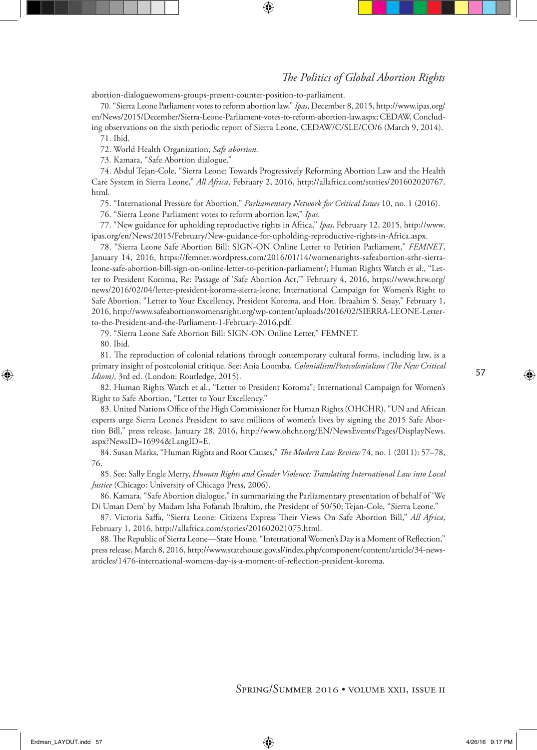abortion-dialoguewomens-groups-present-counter-position-to-parliament.

70. "Sierra Leone Parliament votes to reform abortion law," *Ipas*, December 8, 2015, http://www.ipas.org/en/News/2015/December/Sierra-Leone-Parliament-votes-to-reform-abortion-law.aspx; CEDAW, Concluding observations on the sixth periodic report of Sierra Leone, CEDAW/C/SLE/CO/6 (March 9, 2014).

71. Ibid.

72. World Health Organization, *Safe abortion*.

73. Kamara, "Safe Abortion dialogue."

74. Abdul Tejan-Cole, "Sierra Leone: Towards Progressively Reforming Abortion Law and the Health Care System in Sierra Leone," *All Africa*, February 2, 2016, http://allafrica.com/stories/201602020767.html.

75. "International Pressure for Abortion," *Parliamentary Network for Critical Issues* 10, no. 1 (2016).

76. "Sierra Leone Parliament votes to reform abortion law," *Ipas*.

77. "New guidance for upholding reproductive rights in Africa," *Ipas*, February 12, 2015, http://www.ipas.org/en/News/2015/February/New-guidance-for-upholding-reproductive-rights-in-Africa.aspx.

78. "Sierra Leone Safe Abortion Bill: SIGN-ON Online Letter to Petition Parliament," *FEMNET*, January 14, 2016, https://femnet.wordpress.com/2016/01/14/womensrights-safeabortion-srhr-sierra-leone-safe-abortion-bill-sign-on-online-letter-to-petition-parliament/; Human Rights Watch et al., "Letter to President Koroma, Re: Passage of 'Safe Abortion Act,'" February 4, 2016, https://www.hrw.org/news/2016/02/04/letter-president-koroma-sierra-leone; International Campaign for Women's Right to Safe Abortion, "Letter to Your Excellency, President Koroma, and Hon. Ibraahim S. Sesay," February 1, 2016, http://www.safeabortionwomensright.org/wp-content/uploads/2016/02/SIERRA-LEONE-Letter-to-the-President-and-the-Parliament-1-February-2016.pdf.

79. "Sierra Leone Safe Abortion Bill: SIGN-ON Online Letter," FEMNET.

80. Ibid.

81. The reproduction of colonial relations through contemporary cultural forms, including law, is a primary insight of postcolonial critique. See: Ania Loomba, *Colonialism/Postcolonialism (The New Critical Idiom)*, 3rd ed. (London: Routledge, 2015).

82. Human Rights Watch et al., "Letter to President Koroma"; International Campaign for Women's Right to Safe Abortion, "Letter to Your Excellency."

83. United Nations Office of the High Commissioner for Human Rights (OHCHR), "UN and African experts urge Sierra Leone's President to save millions of women's lives by signing the 2015 Safe Abortion Bill," press release, January 28, 2016, http://www.ohchr.org/EN/NewsEvents/Pages/DisplayNews.aspx?NewsID=16994&LangID=E.

84. Susan Marks, "Human Rights and Root Causes," *The Modern Law Review* 74, no. 1 (2011): 57–78, 76.

85. See: Sally Engle Merry, *Human Rights and Gender Violence: Translating International Law into Local Justice* (Chicago: University of Chicago Press, 2006).

86. Kamara, "Safe Abortion dialogue," in summarizing the Parliamentary presentation of behalf of 'We Di Uman Dem' by Madam Isha Fofanah Ibrahim, the President of 50/50; Tejan-Cole, "Sierra Leone."

87. Victoria Saffa, "Sierra Leone: Citizens Express Their Views On Safe Abortion Bill," *All Africa*, February 1, 2016, http://allafrica.com/stories/201602021075.html.

88. The Republic of Sierra Leone—State House, "International Women's Day is a Moment of Reflection," press release, March 8, 2016, http://www.statehouse.gov.sl/index.php/component/content/article/34-news-articles/1476-international-womens-day-is-a-moment-of-reflection-president-koroma.